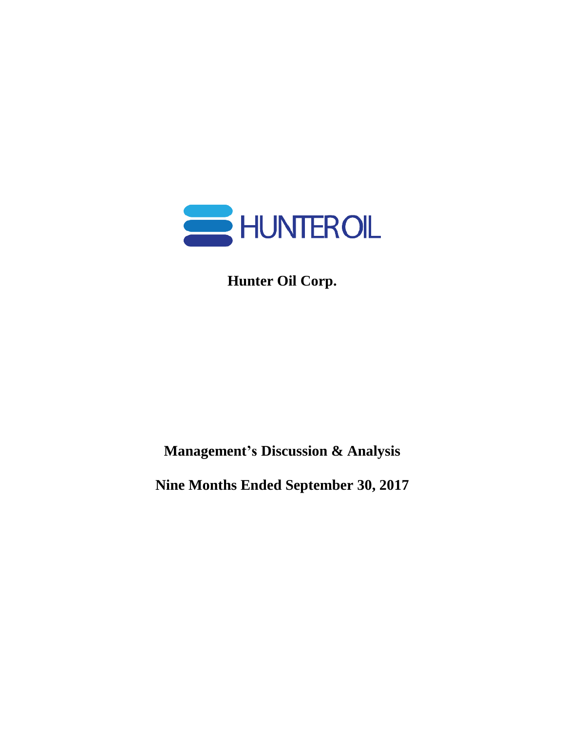HUNTER OIL

# Hunter Oil Corp.

## Management's Discussion & Analysis

## Nine Months Ended September 30, 2017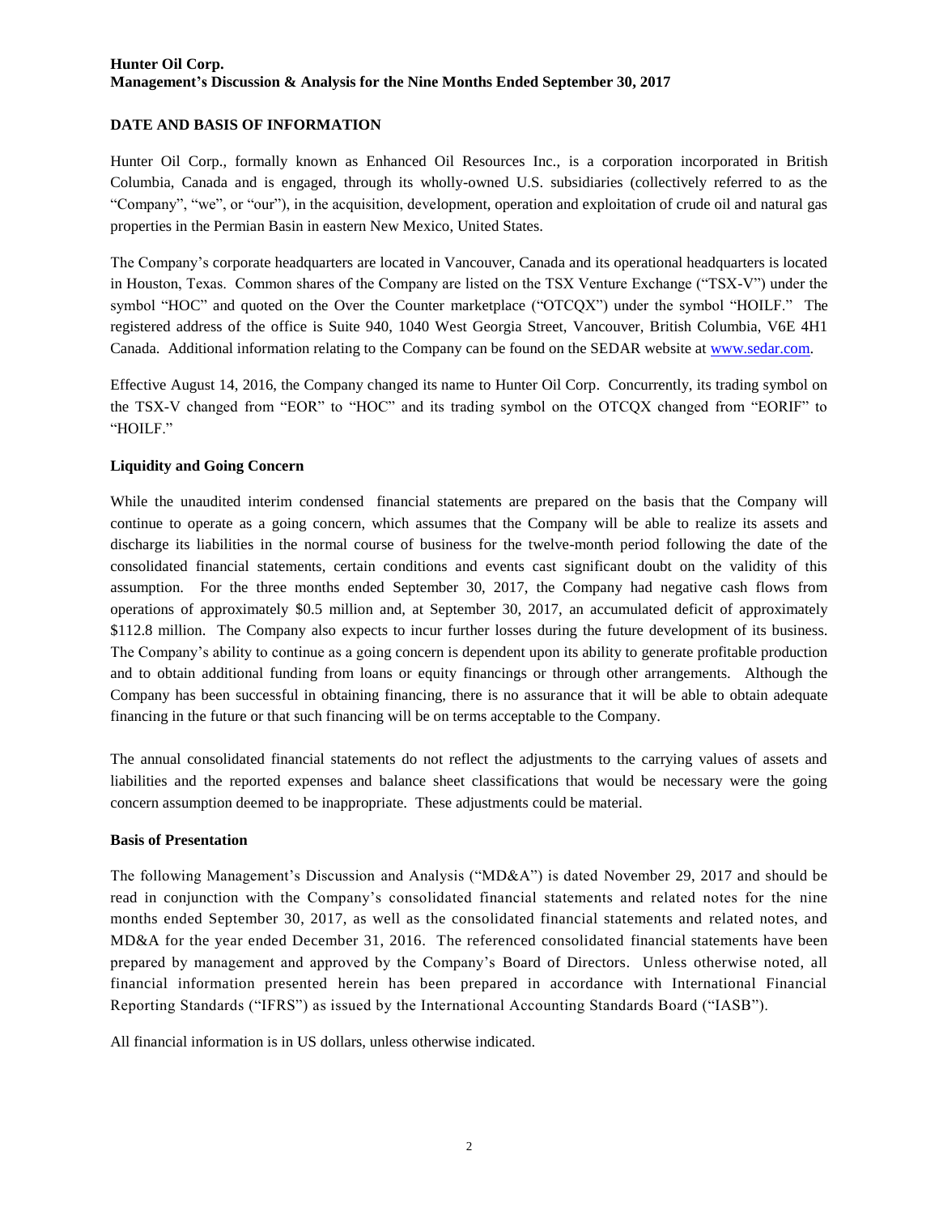## DATE AND BASIS OF INFORMATION

Hunter Oil Corp., formally known as Enhanced Oil Resources Inc., is a corporation incorporated in British Columbia, Canada and is engaged, through its wholly-owned U.S. subsidiaries (collectively referred to as the "Company", "we", or "our"), in the acquisition, development, operation and exploitation of crude oil and natural gas properties in the Permian Basin in eastern New Mexico, United States.

The Company's corporate headquarters are located in Vancouver, Canada and its operational headquarters is located in Houston, Texas. Common shares of the Company are listed on the TSX Venture Exchange ("TSX-V") under the symbol "HOC" and quoted on the Over the Counter marketplace ("OTCQX") under the symbol "HOILF." The registered address of the office is Suite 940, 1040 West Georgia Street, Vancouver, British Columbia, V6E 4H1 Canada. Additional information relating to the Company can be found on the SEDAR website at www.sedar.com.

Effective August 14, 2016, the Company changed its name to Hunter Oil Corp. Concurrently, its trading symbol on the TSX-V changed from "EOR" to "HOC" and its trading symbol on the OTCQX changed from "EORIF" to "HOILF."

### Liquidity and Going Concern

While the unaudited interim condensed financial statements are prepared on the basis that the Company will continue to operate as a going concern, which assumes that the Company will be able to realize its assets and discharge its liabilities in the normal course of business for the twelve-month period following the date of the consolidated financial statements, certain conditions and events cast significant doubt on the validity of this assumption. For the three months ended September 30, 2017, the Company had negative cash flows from operations of approximately $0.5 million and, at September 30, 2017, an accumulated deficit of approximately $112.8 million. The Company also expects to incur further losses during the future development of its business. The Company's ability to continue as a going concern is dependent upon its ability to generate profitable production and to obtain additional funding from loans or equity financings or through other arrangements. Although the Company has been successful in obtaining financing, there is no assurance that it will be able to obtain adequate financing in the future or that such financing will be on terms acceptable to the Company.

The annual consolidated financial statements do not reflect the adjustments to the carrying values of assets and liabilities and the reported expenses and balance sheet classifications that would be necessary were the going concern assumption deemed to be inappropriate. These adjustments could be material.

### Basis of Presentation

The following Management's Discussion and Analysis ("MD&A") is dated November 29, 2017 and should be read in conjunction with the Company's consolidated financial statements and related notes for the nine months ended September 30, 2017, as well as the consolidated financial statements and related notes, and MD&A for the year ended December 31, 2016. The referenced consolidated financial statements have been prepared by management and approved by the Company's Board of Directors. Unless otherwise noted, all financial information presented herein has been prepared in accordance with International Financial Reporting Standards ("IFRS") as issued by the International Accounting Standards Board ("IASB").

All financial information is in US dollars, unless otherwise indicated.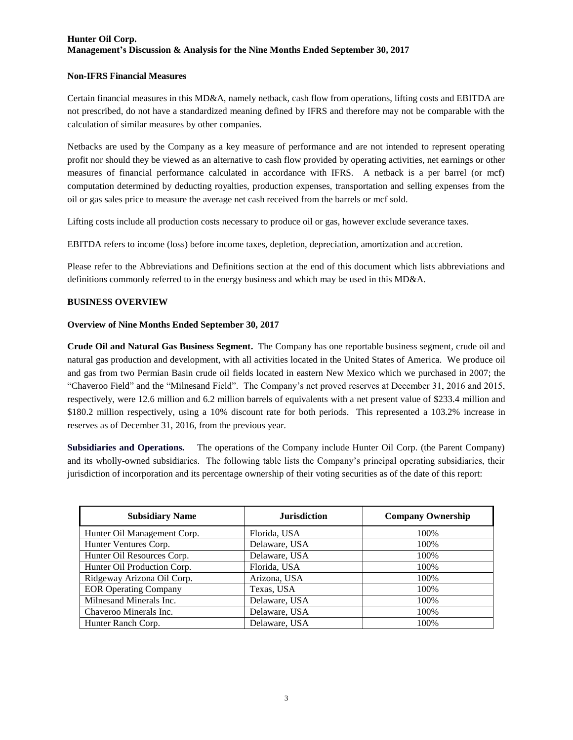**Non-IFRS Financial Measures**

Certain financial measures in this MD&A, namely netback, cash flow from operations, lifting costs and EBITDA are not prescribed, do not have a standardized meaning defined by IFRS and therefore may not be comparable with the calculation of similar measures by other companies.

Netbacks are used by the Company as a key measure of performance and are not intended to represent operating profit nor should they be viewed as an alternative to cash flow provided by operating activities, net earnings or other measures of financial performance calculated in accordance with IFRS. A netback is a per barrel (or mcf) computation determined by deducting royalties, production expenses, transportation and selling expenses from the oil or gas sales price to measure the average net cash received from the barrels or mcf sold.

Lifting costs include all production costs necessary to produce oil or gas, however exclude severance taxes.

EBITDA refers to income (loss) before income taxes, depletion, depreciation, amortization and accretion.

Please refer to the Abbreviations and Definitions section at the end of this document which lists abbreviations and definitions commonly referred to in the energy business and which may be used in this MD&A.

## BUSINESS OVERVIEW

### Overview of Nine Months Ended September 30, 2017

**Crude Oil and Natural Gas Business Segment.** The Company has one reportable business segment, crude oil and natural gas production and development, with all activities located in the United States of America. We produce oil and gas from two Permian Basin crude oil fields located in eastern New Mexico which we purchased in 2007; the "Chaveroo Field" and the "Milnesand Field". The Company's net proved reserves at December 31, 2016 and 2015, respectively, were 12.6 million and 6.2 million barrels of equivalents with a net present value of $233.4 million and $180.2 million respectively, using a 10% discount rate for both periods. This represented a 103.2% increase in reserves as of December 31, 2016, from the previous year.

**Subsidiaries and Operations.** The operations of the Company include Hunter Oil Corp. (the Parent Company) and its wholly-owned subsidiaries. The following table lists the Company's principal operating subsidiaries, their jurisdiction of incorporation and its percentage ownership of their voting securities as of the date of this report:

| Subsidiary Name | Jurisdiction | Company Ownership |
|---|---|---|
| Hunter Oil Management Corp. | Florida, USA | 100% |
| Hunter Ventures Corp. | Delaware, USA | 100% |
| Hunter Oil Resources Corp. | Delaware, USA | 100% |
| Hunter Oil Production Corp. | Florida, USA | 100% |
| Ridgeway Arizona Oil Corp. | Arizona, USA | 100% |
| EOR Operating Company | Texas, USA | 100% |
| Milnesand Minerals Inc. | Delaware, USA | 100% |
| Chaveroo Minerals Inc. | Delaware, USA | 100% |
| Hunter Ranch Corp. | Delaware, USA | 100% |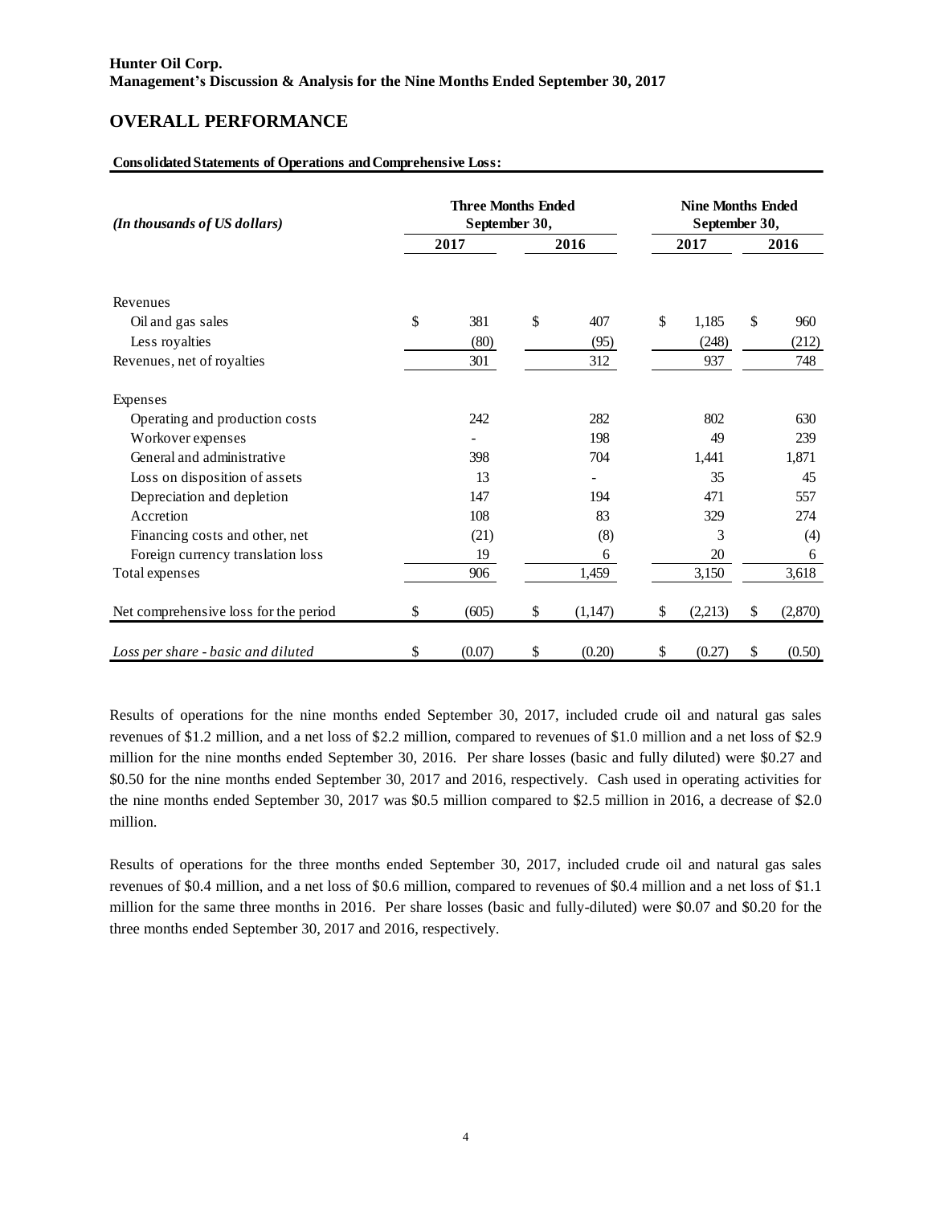## OVERALL PERFORMANCE

**Consolidated Statements of Operations and Comprehensive Loss:**

| *(In thousands of US dollars)* | Three Months Ended September 30, | | Nine Months Ended September 30, | |
|---|---|---|---|---|
| | 2017 | 2016 | 2017 | 2016 |
| Revenues | | | | |
| Oil and gas sales | $ 381 | $ 407 | $ 1,185 | $ 960 |
| Less royalties | (80) | (95) | (248) | (212) |
| Revenues, net of royalties | 301 | 312 | 937 | 748 |
| Expenses | | | | |
| Operating and production costs | 242 | 282 | 802 | 630 |
| Workover expenses | - | 198 | 49 | 239 |
| General and administrative | 398 | 704 | 1,441 | 1,871 |
| Loss on disposition of assets | 13 | - | 35 | 45 |
| Depreciation and depletion | 147 | 194 | 471 | 557 |
| Accretion | 108 | 83 | 329 | 274 |
| Financing costs and other, net | (21) | (8) | 3 | (4) |
| Foreign currency translation loss | 19 | 6 | 20 | 6 |
| Total expenses | 906 | 1,459 | 3,150 | 3,618 |
| Net comprehensive loss for the period | $ (605) | $ (1,147) | $ (2,213) | $ (2,870) |
| *Loss per share - basic and diluted* | $ (0.07) | $ (0.20) | $ (0.27) | $ (0.50) |

Results of operations for the nine months ended September 30, 2017, included crude oil and natural gas sales revenues of $1.2 million, and a net loss of $2.2 million, compared to revenues of $1.0 million and a net loss of $2.9 million for the nine months ended September 30, 2016. Per share losses (basic and fully diluted) were $0.27 and $0.50 for the nine months ended September 30, 2017 and 2016, respectively. Cash used in operating activities for the nine months ended September 30, 2017 was $0.5 million compared to $2.5 million in 2016, a decrease of $2.0 million.

Results of operations for the three months ended September 30, 2017, included crude oil and natural gas sales revenues of $0.4 million, and a net loss of $0.6 million, compared to revenues of $0.4 million and a net loss of $1.1 million for the same three months in 2016. Per share losses (basic and fully-diluted) were $0.07 and $0.20 for the three months ended September 30, 2017 and 2016, respectively.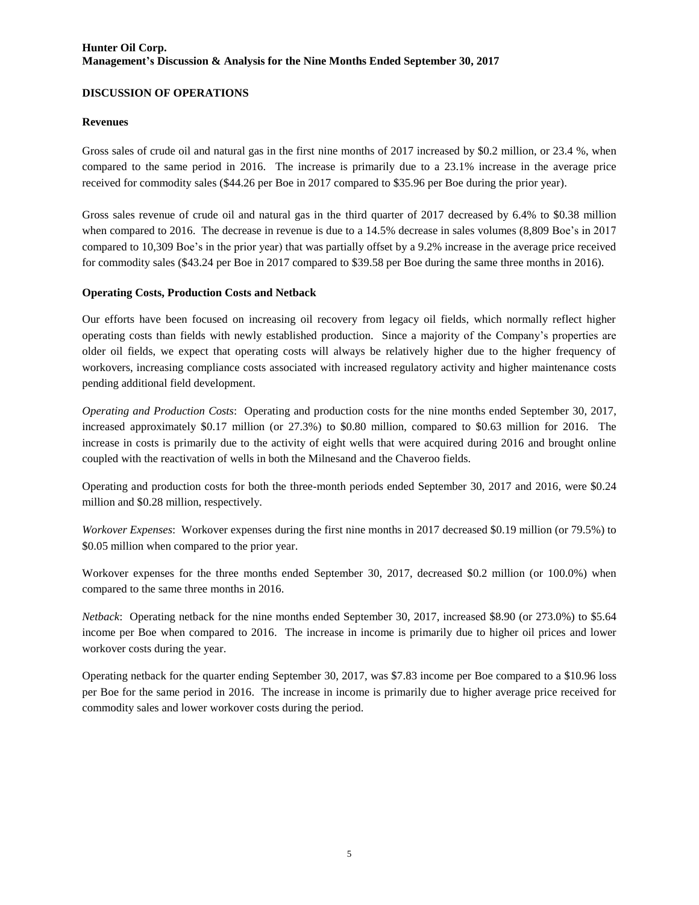## DISCUSSION OF OPERATIONS

### Revenues

Gross sales of crude oil and natural gas in the first nine months of 2017 increased by $0.2 million, or 23.4 %, when compared to the same period in 2016. The increase is primarily due to a 23.1% increase in the average price received for commodity sales ($44.26 per Boe in 2017 compared to $35.96 per Boe during the prior year).

Gross sales revenue of crude oil and natural gas in the third quarter of 2017 decreased by 6.4% to $0.38 million when compared to 2016. The decrease in revenue is due to a 14.5% decrease in sales volumes (8,809 Boe's in 2017 compared to 10,309 Boe's in the prior year) that was partially offset by a 9.2% increase in the average price received for commodity sales ($43.24 per Boe in 2017 compared to $39.58 per Boe during the same three months in 2016).

### Operating Costs, Production Costs and Netback

Our efforts have been focused on increasing oil recovery from legacy oil fields, which normally reflect higher operating costs than fields with newly established production. Since a majority of the Company's properties are older oil fields, we expect that operating costs will always be relatively higher due to the higher frequency of workovers, increasing compliance costs associated with increased regulatory activity and higher maintenance costs pending additional field development.

*Operating and Production Costs*: Operating and production costs for the nine months ended September 30, 2017, increased approximately $0.17 million (or 27.3%) to $0.80 million, compared to $0.63 million for 2016. The increase in costs is primarily due to the activity of eight wells that were acquired during 2016 and brought online coupled with the reactivation of wells in both the Milnesand and the Chaveroo fields.

Operating and production costs for both the three-month periods ended September 30, 2017 and 2016, were $0.24 million and $0.28 million, respectively.

*Workover Expenses*: Workover expenses during the first nine months in 2017 decreased $0.19 million (or 79.5%) to $0.05 million when compared to the prior year.

Workover expenses for the three months ended September 30, 2017, decreased $0.2 million (or 100.0%) when compared to the same three months in 2016.

*Netback*: Operating netback for the nine months ended September 30, 2017, increased $8.90 (or 273.0%) to $5.64 income per Boe when compared to 2016. The increase in income is primarily due to higher oil prices and lower workover costs during the year.

Operating netback for the quarter ending September 30, 2017, was $7.83 income per Boe compared to a $10.96 loss per Boe for the same period in 2016. The increase in income is primarily due to higher average price received for commodity sales and lower workover costs during the period.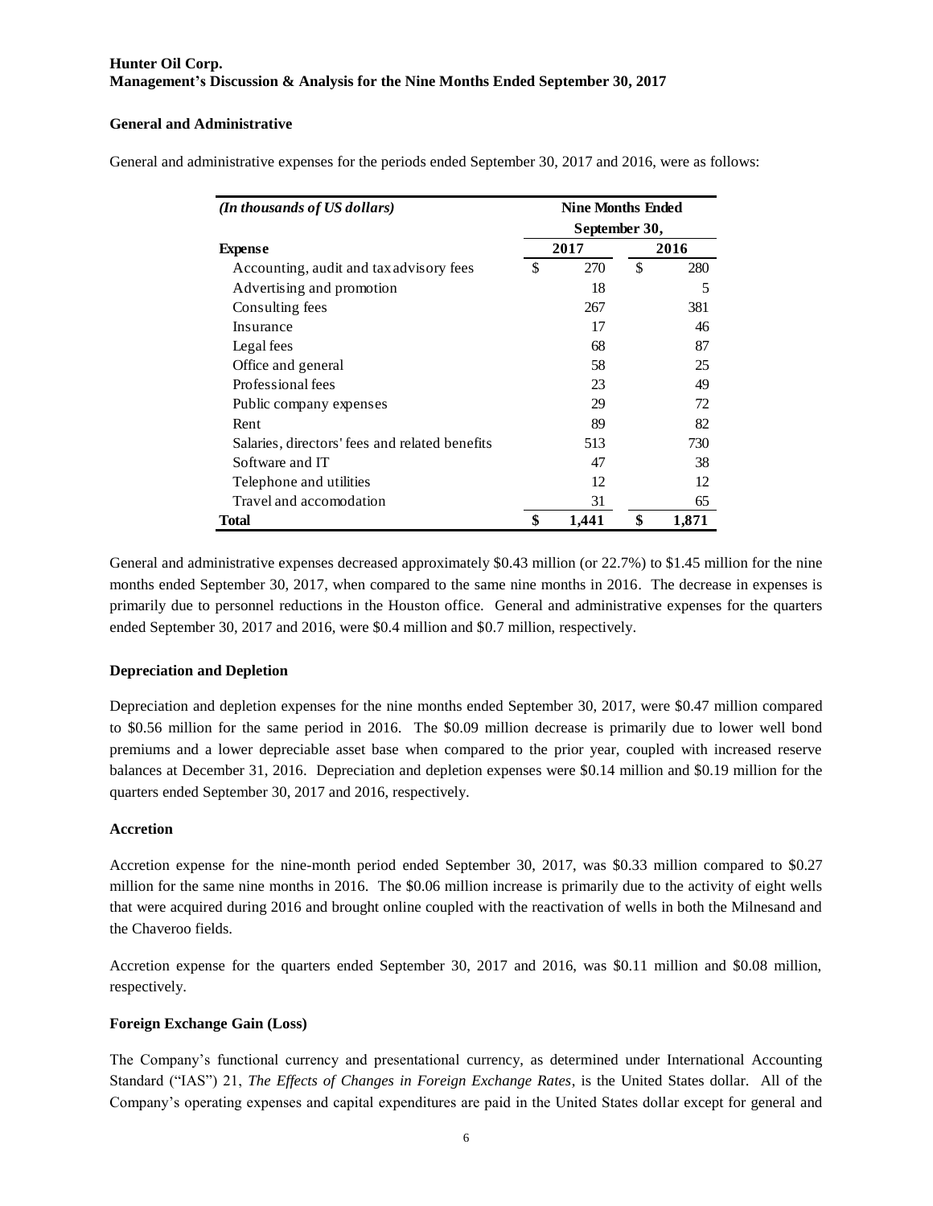## General and Administrative

General and administrative expenses for the periods ended September 30, 2017 and 2016, were as follows:

| *(In thousands of US dollars)* | Nine Months Ended September 30, | |
|---|---|---|
| **Expense** | **2017** | **2016** |
| Accounting, audit and tax advisory fees | $ 270 | $ 280 |
| Advertising and promotion | 18 | 5 |
| Consulting fees | 267 | 381 |
| Insurance | 17 | 46 |
| Legal fees | 68 | 87 |
| Office and general | 58 | 25 |
| Professional fees | 23 | 49 |
| Public company expenses | 29 | 72 |
| Rent | 89 | 82 |
| Salaries, directors' fees and related benefits | 513 | 730 |
| Software and IT | 47 | 38 |
| Telephone and utilities | 12 | 12 |
| Travel and accomodation | 31 | 65 |
| **Total** | **$ 1,441** | **$ 1,871** |

General and administrative expenses decreased approximately $0.43 million (or 22.7%) to $1.45 million for the nine months ended September 30, 2017, when compared to the same nine months in 2016. The decrease in expenses is primarily due to personnel reductions in the Houston office. General and administrative expenses for the quarters ended September 30, 2017 and 2016, were $0.4 million and $0.7 million, respectively.

## Depreciation and Depletion

Depreciation and depletion expenses for the nine months ended September 30, 2017, were $0.47 million compared to $0.56 million for the same period in 2016. The $0.09 million decrease is primarily due to lower well bond premiums and a lower depreciable asset base when compared to the prior year, coupled with increased reserve balances at December 31, 2016. Depreciation and depletion expenses were $0.14 million and $0.19 million for the quarters ended September 30, 2017 and 2016, respectively.

## Accretion

Accretion expense for the nine-month period ended September 30, 2017, was $0.33 million compared to $0.27 million for the same nine months in 2016. The $0.06 million increase is primarily due to the activity of eight wells that were acquired during 2016 and brought online coupled with the reactivation of wells in both the Milnesand and the Chaveroo fields.

Accretion expense for the quarters ended September 30, 2017 and 2016, was $0.11 million and $0.08 million, respectively.

## Foreign Exchange Gain (Loss)

The Company's functional currency and presentational currency, as determined under International Accounting Standard ("IAS") 21, *The Effects of Changes in Foreign Exchange Rates*, is the United States dollar. All of the Company's operating expenses and capital expenditures are paid in the United States dollar except for general and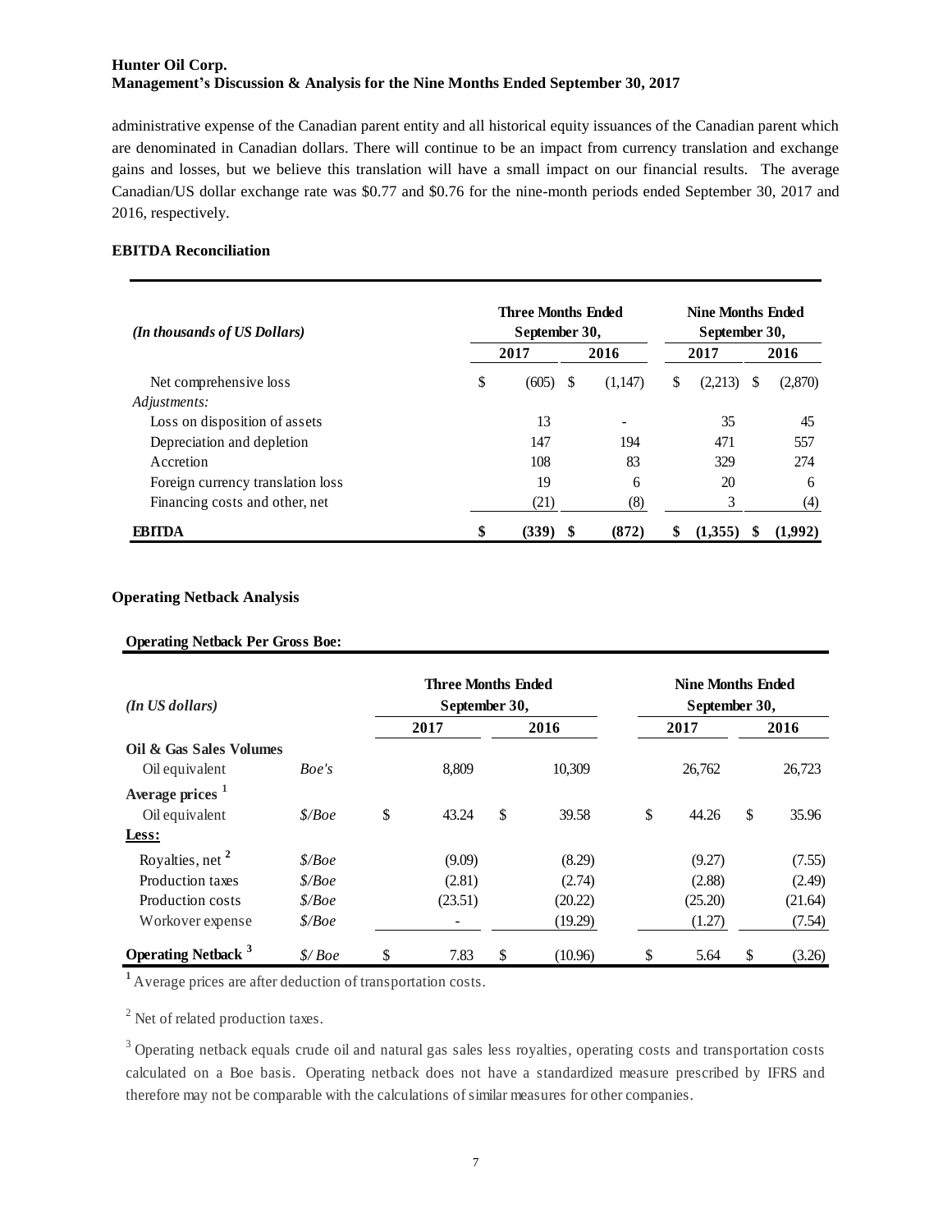administrative expense of the Canadian parent entity and all historical equity issuances of the Canadian parent which are denominated in Canadian dollars. There will continue to be an impact from currency translation and exchange gains and losses, but we believe this translation will have a small impact on our financial results. The average Canadian/US dollar exchange rate was $0.77 and $0.76 for the nine-month periods ended September 30, 2017 and 2016, respectively.

### EBITDA Reconciliation

| *(In thousands of US Dollars)* | Three Months Ended September 30, | | Nine Months Ended September 30, | |
|---|---|---|---|---|
| | **2017** | **2016** | **2017** | **2016** |
| Net comprehensive loss | $ (605) | $ (1,147) | $ (2,213) | $ (2,870) |
| *Adjustments:* | | | | |
| Loss on disposition of assets | 13 | - | 35 | 45 |
| Depreciation and depletion | 147 | 194 | 471 | 557 |
| Accretion | 108 | 83 | 329 | 274 |
| Foreign currency translation loss | 19 | 6 | 20 | 6 |
| Financing costs and other, net | (21) | (8) | 3 | (4) |
| **EBITDA** | **$ (339)** | **$ (872)** | **$ (1,355)** | **$ (1,992)** |

### Operating Netback Analysis

**Operating Netback Per Gross Boe:**

| *(In US dollars)* | | Three Months Ended September 30, | | Nine Months Ended September 30, | |
|---|---|---|---|---|---|
| | | **2017** | **2016** | **2017** | **2016** |
| **Oil & Gas Sales Volumes** | | | | | |
| Oil equivalent | *Boe's* | 8,809 | 10,309 | 26,762 | 26,723 |
| **Average prices [1]** | | | | | |
| Oil equivalent | *$/Boe* | $ 43.24 | $ 39.58 | $ 44.26 | $ 35.96 |
| **Less:** | | | | | |
| Royalties, net [2] | *$/Boe* | (9.09) | (8.29) | (9.27) | (7.55) |
| Production taxes | *$/Boe* | (2.81) | (2.74) | (2.88) | (2.49) |
| Production costs | *$/Boe* | (23.51) | (20.22) | (25.20) | (21.64) |
| Workover expense | *$/Boe* | - | (19.29) | (1.27) | (7.54) |
| **Operating Netback [3]** | *$/ Boe* | $ 7.83 | $ (10.96) | $ 5.64 | $ (3.26) |

[1] Average prices are after deduction of transportation costs.

[2] Net of related production taxes.

[3] Operating netback equals crude oil and natural gas sales less royalties, operating costs and transportation costs calculated on a Boe basis. Operating netback does not have a standardized measure prescribed by IFRS and therefore may not be comparable with the calculations of similar measures for other companies.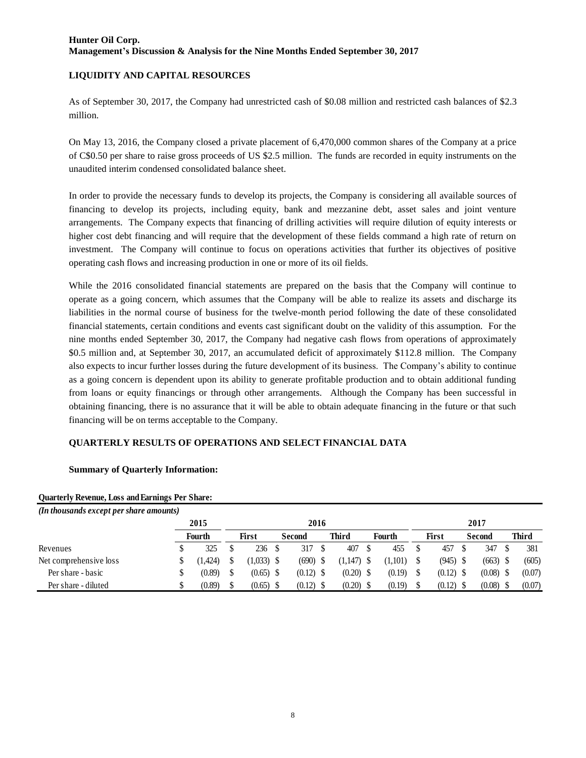**Hunter Oil Corp.**
**Management's Discussion & Analysis for the Nine Months Ended September 30, 2017**

## LIQUIDITY AND CAPITAL RESOURCES

As of September 30, 2017, the Company had unrestricted cash of $0.08 million and restricted cash balances of $2.3 million.

On May 13, 2016, the Company closed a private placement of 6,470,000 common shares of the Company at a price of C$0.50 per share to raise gross proceeds of US $2.5 million. The funds are recorded in equity instruments on the unaudited interim condensed consolidated balance sheet.

In order to provide the necessary funds to develop its projects, the Company is considering all available sources of financing to develop its projects, including equity, bank and mezzanine debt, asset sales and joint venture arrangements. The Company expects that financing of drilling activities will require dilution of equity interests or higher cost debt financing and will require that the development of these fields command a high rate of return on investment. The Company will continue to focus on operations activities that further its objectives of positive operating cash flows and increasing production in one or more of its oil fields.

While the 2016 consolidated financial statements are prepared on the basis that the Company will continue to operate as a going concern, which assumes that the Company will be able to realize its assets and discharge its liabilities in the normal course of business for the twelve-month period following the date of these consolidated financial statements, certain conditions and events cast significant doubt on the validity of this assumption. For the nine months ended September 30, 2017, the Company had negative cash flows from operations of approximately $0.5 million and, at September 30, 2017, an accumulated deficit of approximately $112.8 million. The Company also expects to incur further losses during the future development of its business. The Company's ability to continue as a going concern is dependent upon its ability to generate profitable production and to obtain additional funding from loans or equity financings or through other arrangements. Although the Company has been successful in obtaining financing, there is no assurance that it will be able to obtain adequate financing in the future or that such financing will be on terms acceptable to the Company.

## QUARTERLY RESULTS OF OPERATIONS AND SELECT FINANCIAL DATA

### Summary of Quarterly Information:

**Quarterly Revenue, Loss and Earnings Per Share:**
*(In thousands except per share amounts)*

| | 2015 | 2016 | | | | 2017 | | |
|---|---|---|---|---|---|---|---|---|
| | Fourth | First | Second | Third | Fourth | First | Second | Third |
| Revenues | $ 325 | $ 236 | $ 317 | $ 407 | $ 455 | $ 457 | $ 347 | $ 381 |
| Net comprehensive loss | $ (1,424) | $ (1,033) | $ (690) | $ (1,147) | $ (1,101) | $ (945) | $ (663) | $ (605) |
| Per share - basic | $ (0.89) | $ (0.65) | $ (0.12) | $ (0.20) | $ (0.19) | $ (0.12) | $ (0.08) | $ (0.07) |
| Per share - diluted | $ (0.89) | $ (0.65) | $ (0.12) | $ (0.20) | $ (0.19) | $ (0.12) | $ (0.08) | $ (0.07) |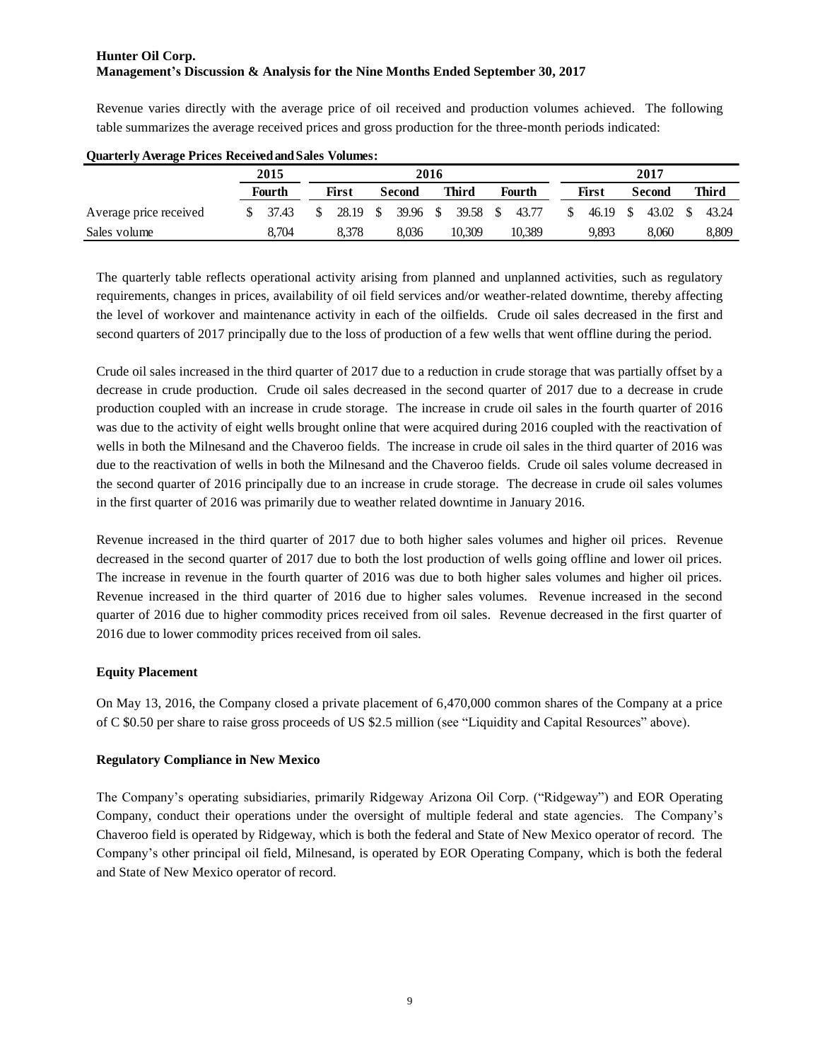Revenue varies directly with the average price of oil received and production volumes achieved. The following table summarizes the average received prices and gross production for the three-month periods indicated:

**Quarterly Average Prices Received and Sales Volumes:**

| | 2015 | 2016 | | | | 2017 | | |
|---|---|---|---|---|---|---|---|---|
| | **Fourth** | **First** | **Second** | **Third** | **Fourth** | **First** | **Second** | **Third** |
| Average price received | $ 37.43 | $ 28.19 | $ 39.96 | $ 39.58 | $ 43.77 | $ 46.19 | $ 43.02 | $ 43.24 |
| Sales volume | 8,704 | 8,378 | 8,036 | 10,309 | 10,389 | 9,893 | 8,060 | 8,809 |

The quarterly table reflects operational activity arising from planned and unplanned activities, such as regulatory requirements, changes in prices, availability of oil field services and/or weather-related downtime, thereby affecting the level of workover and maintenance activity in each of the oilfields. Crude oil sales decreased in the first and second quarters of 2017 principally due to the loss of production of a few wells that went offline during the period.

Crude oil sales increased in the third quarter of 2017 due to a reduction in crude storage that was partially offset by a decrease in crude production. Crude oil sales decreased in the second quarter of 2017 due to a decrease in crude production coupled with an increase in crude storage. The increase in crude oil sales in the fourth quarter of 2016 was due to the activity of eight wells brought online that were acquired during 2016 coupled with the reactivation of wells in both the Milnesand and the Chaveroo fields. The increase in crude oil sales in the third quarter of 2016 was due to the reactivation of wells in both the Milnesand and the Chaveroo fields. Crude oil sales volume decreased in the second quarter of 2016 principally due to an increase in crude storage. The decrease in crude oil sales volumes in the first quarter of 2016 was primarily due to weather related downtime in January 2016.

Revenue increased in the third quarter of 2017 due to both higher sales volumes and higher oil prices. Revenue decreased in the second quarter of 2017 due to both the lost production of wells going offline and lower oil prices. The increase in revenue in the fourth quarter of 2016 was due to both higher sales volumes and higher oil prices. Revenue increased in the third quarter of 2016 due to higher sales volumes. Revenue increased in the second quarter of 2016 due to higher commodity prices received from oil sales. Revenue decreased in the first quarter of 2016 due to lower commodity prices received from oil sales.

**Equity Placement**

On May 13, 2016, the Company closed a private placement of 6,470,000 common shares of the Company at a price of C $0.50 per share to raise gross proceeds of US $2.5 million (see "Liquidity and Capital Resources" above).

**Regulatory Compliance in New Mexico**

The Company's operating subsidiaries, primarily Ridgeway Arizona Oil Corp. ("Ridgeway") and EOR Operating Company, conduct their operations under the oversight of multiple federal and state agencies. The Company's Chaveroo field is operated by Ridgeway, which is both the federal and State of New Mexico operator of record. The Company's other principal oil field, Milnesand, is operated by EOR Operating Company, which is both the federal and State of New Mexico operator of record.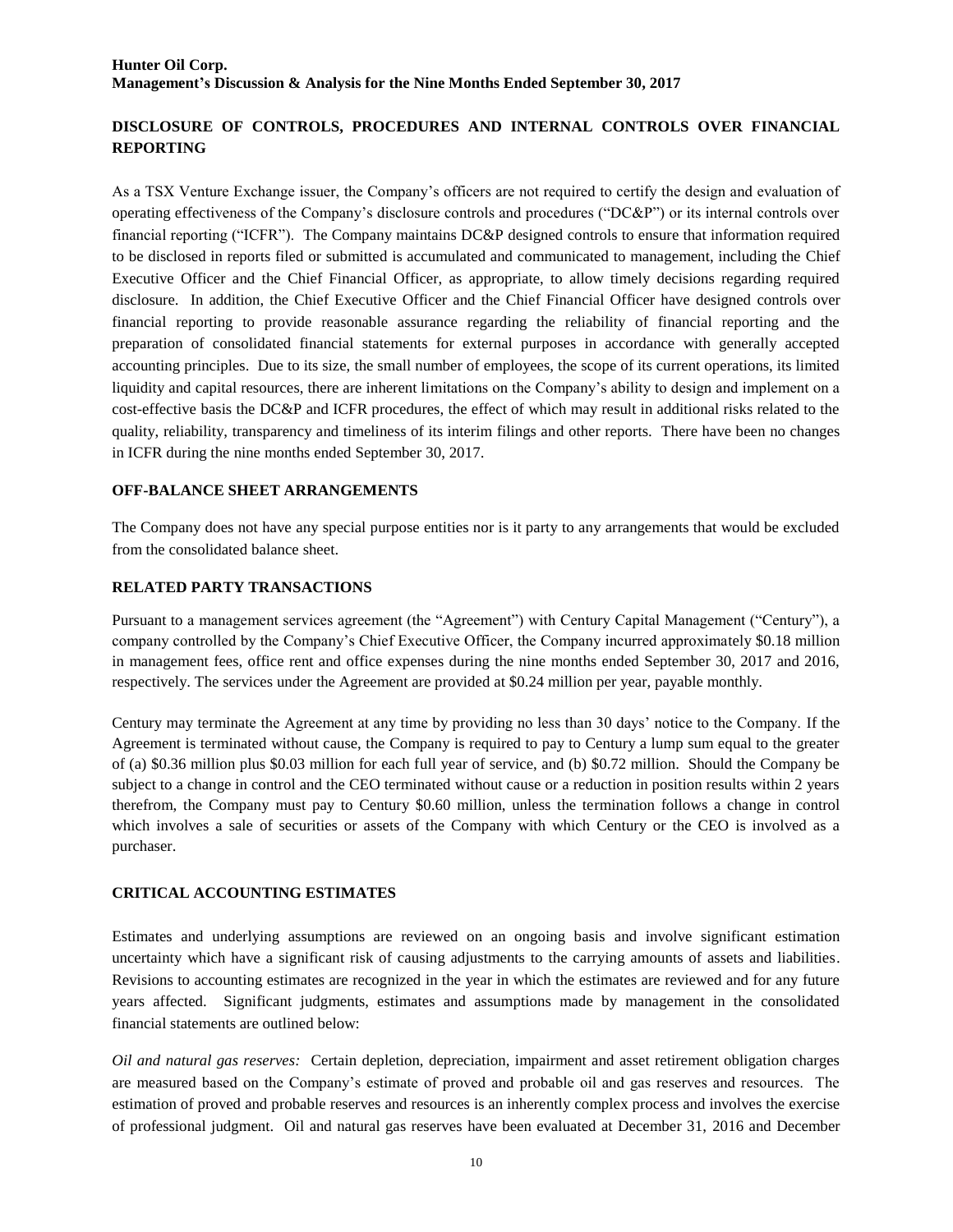## DISCLOSURE OF CONTROLS, PROCEDURES AND INTERNAL CONTROLS OVER FINANCIAL REPORTING

As a TSX Venture Exchange issuer, the Company's officers are not required to certify the design and evaluation of operating effectiveness of the Company's disclosure controls and procedures ("DC&P") or its internal controls over financial reporting ("ICFR"). The Company maintains DC&P designed controls to ensure that information required to be disclosed in reports filed or submitted is accumulated and communicated to management, including the Chief Executive Officer and the Chief Financial Officer, as appropriate, to allow timely decisions regarding required disclosure. In addition, the Chief Executive Officer and the Chief Financial Officer have designed controls over financial reporting to provide reasonable assurance regarding the reliability of financial reporting and the preparation of consolidated financial statements for external purposes in accordance with generally accepted accounting principles. Due to its size, the small number of employees, the scope of its current operations, its limited liquidity and capital resources, there are inherent limitations on the Company's ability to design and implement on a cost-effective basis the DC&P and ICFR procedures, the effect of which may result in additional risks related to the quality, reliability, transparency and timeliness of its interim filings and other reports. There have been no changes in ICFR during the nine months ended September 30, 2017.

## OFF-BALANCE SHEET ARRANGEMENTS

The Company does not have any special purpose entities nor is it party to any arrangements that would be excluded from the consolidated balance sheet.

## RELATED PARTY TRANSACTIONS

Pursuant to a management services agreement (the "Agreement") with Century Capital Management ("Century"), a company controlled by the Company's Chief Executive Officer, the Company incurred approximately $0.18 million in management fees, office rent and office expenses during the nine months ended September 30, 2017 and 2016, respectively. The services under the Agreement are provided at $0.24 million per year, payable monthly.

Century may terminate the Agreement at any time by providing no less than 30 days' notice to the Company. If the Agreement is terminated without cause, the Company is required to pay to Century a lump sum equal to the greater of (a) $0.36 million plus $0.03 million for each full year of service, and (b) $0.72 million. Should the Company be subject to a change in control and the CEO terminated without cause or a reduction in position results within 2 years therefrom, the Company must pay to Century $0.60 million, unless the termination follows a change in control which involves a sale of securities or assets of the Company with which Century or the CEO is involved as a purchaser.

## CRITICAL ACCOUNTING ESTIMATES

Estimates and underlying assumptions are reviewed on an ongoing basis and involve significant estimation uncertainty which have a significant risk of causing adjustments to the carrying amounts of assets and liabilities. Revisions to accounting estimates are recognized in the year in which the estimates are reviewed and for any future years affected. Significant judgments, estimates and assumptions made by management in the consolidated financial statements are outlined below:

*Oil and natural gas reserves:* Certain depletion, depreciation, impairment and asset retirement obligation charges are measured based on the Company's estimate of proved and probable oil and gas reserves and resources. The estimation of proved and probable reserves and resources is an inherently complex process and involves the exercise of professional judgment. Oil and natural gas reserves have been evaluated at December 31, 2016 and December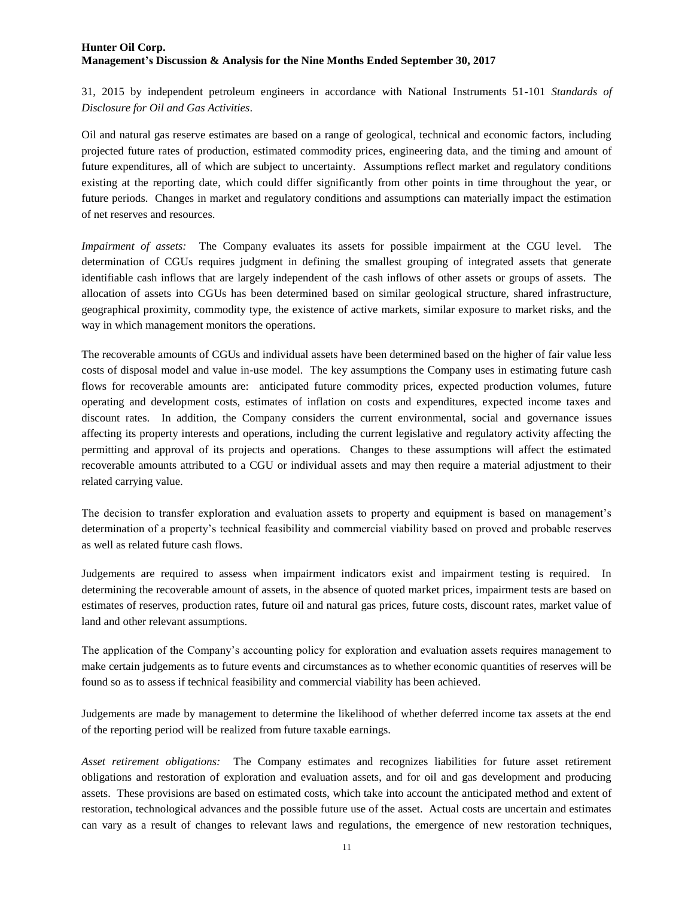31, 2015 by independent petroleum engineers in accordance with National Instruments 51-101 *Standards of Disclosure for Oil and Gas Activities*.

Oil and natural gas reserve estimates are based on a range of geological, technical and economic factors, including projected future rates of production, estimated commodity prices, engineering data, and the timing and amount of future expenditures, all of which are subject to uncertainty. Assumptions reflect market and regulatory conditions existing at the reporting date, which could differ significantly from other points in time throughout the year, or future periods. Changes in market and regulatory conditions and assumptions can materially impact the estimation of net reserves and resources.

*Impairment of assets:* The Company evaluates its assets for possible impairment at the CGU level. The determination of CGUs requires judgment in defining the smallest grouping of integrated assets that generate identifiable cash inflows that are largely independent of the cash inflows of other assets or groups of assets. The allocation of assets into CGUs has been determined based on similar geological structure, shared infrastructure, geographical proximity, commodity type, the existence of active markets, similar exposure to market risks, and the way in which management monitors the operations.

The recoverable amounts of CGUs and individual assets have been determined based on the higher of fair value less costs of disposal model and value in-use model. The key assumptions the Company uses in estimating future cash flows for recoverable amounts are: anticipated future commodity prices, expected production volumes, future operating and development costs, estimates of inflation on costs and expenditures, expected income taxes and discount rates. In addition, the Company considers the current environmental, social and governance issues affecting its property interests and operations, including the current legislative and regulatory activity affecting the permitting and approval of its projects and operations. Changes to these assumptions will affect the estimated recoverable amounts attributed to a CGU or individual assets and may then require a material adjustment to their related carrying value.

The decision to transfer exploration and evaluation assets to property and equipment is based on management's determination of a property's technical feasibility and commercial viability based on proved and probable reserves as well as related future cash flows.

Judgements are required to assess when impairment indicators exist and impairment testing is required. In determining the recoverable amount of assets, in the absence of quoted market prices, impairment tests are based on estimates of reserves, production rates, future oil and natural gas prices, future costs, discount rates, market value of land and other relevant assumptions.

The application of the Company's accounting policy for exploration and evaluation assets requires management to make certain judgements as to future events and circumstances as to whether economic quantities of reserves will be found so as to assess if technical feasibility and commercial viability has been achieved.

Judgements are made by management to determine the likelihood of whether deferred income tax assets at the end of the reporting period will be realized from future taxable earnings.

*Asset retirement obligations:* The Company estimates and recognizes liabilities for future asset retirement obligations and restoration of exploration and evaluation assets, and for oil and gas development and producing assets. These provisions are based on estimated costs, which take into account the anticipated method and extent of restoration, technological advances and the possible future use of the asset. Actual costs are uncertain and estimates can vary as a result of changes to relevant laws and regulations, the emergence of new restoration techniques,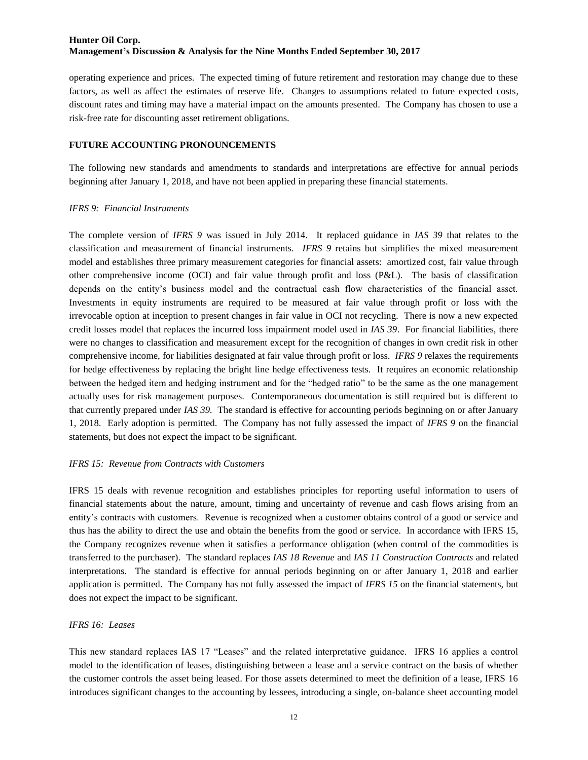operating experience and prices. The expected timing of future retirement and restoration may change due to these factors, as well as affect the estimates of reserve life. Changes to assumptions related to future expected costs, discount rates and timing may have a material impact on the amounts presented. The Company has chosen to use a risk-free rate for discounting asset retirement obligations.

## FUTURE ACCOUNTING PRONOUNCEMENTS

The following new standards and amendments to standards and interpretations are effective for annual periods beginning after January 1, 2018, and have not been applied in preparing these financial statements.

### *IFRS 9: Financial Instruments*

The complete version of *IFRS 9* was issued in July 2014. It replaced guidance in *IAS 39* that relates to the classification and measurement of financial instruments. *IFRS 9* retains but simplifies the mixed measurement model and establishes three primary measurement categories for financial assets: amortized cost, fair value through other comprehensive income (OCI) and fair value through profit and loss (P&L). The basis of classification depends on the entity's business model and the contractual cash flow characteristics of the financial asset. Investments in equity instruments are required to be measured at fair value through profit or loss with the irrevocable option at inception to present changes in fair value in OCI not recycling. There is now a new expected credit losses model that replaces the incurred loss impairment model used in *IAS 39*. For financial liabilities, there were no changes to classification and measurement except for the recognition of changes in own credit risk in other comprehensive income, for liabilities designated at fair value through profit or loss. *IFRS 9* relaxes the requirements for hedge effectiveness by replacing the bright line hedge effectiveness tests. It requires an economic relationship between the hedged item and hedging instrument and for the "hedged ratio" to be the same as the one management actually uses for risk management purposes. Contemporaneous documentation is still required but is different to that currently prepared under *IAS 39.* The standard is effective for accounting periods beginning on or after January 1, 2018. Early adoption is permitted. The Company has not fully assessed the impact of *IFRS 9* on the financial statements, but does not expect the impact to be significant.

### *IFRS 15: Revenue from Contracts with Customers*

IFRS 15 deals with revenue recognition and establishes principles for reporting useful information to users of financial statements about the nature, amount, timing and uncertainty of revenue and cash flows arising from an entity's contracts with customers. Revenue is recognized when a customer obtains control of a good or service and thus has the ability to direct the use and obtain the benefits from the good or service. In accordance with IFRS 15, the Company recognizes revenue when it satisfies a performance obligation (when control of the commodities is transferred to the purchaser). The standard replaces *IAS 18 Revenue* and *IAS 11 Construction Contracts* and related interpretations. The standard is effective for annual periods beginning on or after January 1, 2018 and earlier application is permitted. The Company has not fully assessed the impact of *IFRS 15* on the financial statements, but does not expect the impact to be significant.

### *IFRS 16: Leases*

This new standard replaces IAS 17 "Leases" and the related interpretative guidance. IFRS 16 applies a control model to the identification of leases, distinguishing between a lease and a service contract on the basis of whether the customer controls the asset being leased. For those assets determined to meet the definition of a lease, IFRS 16 introduces significant changes to the accounting by lessees, introducing a single, on-balance sheet accounting model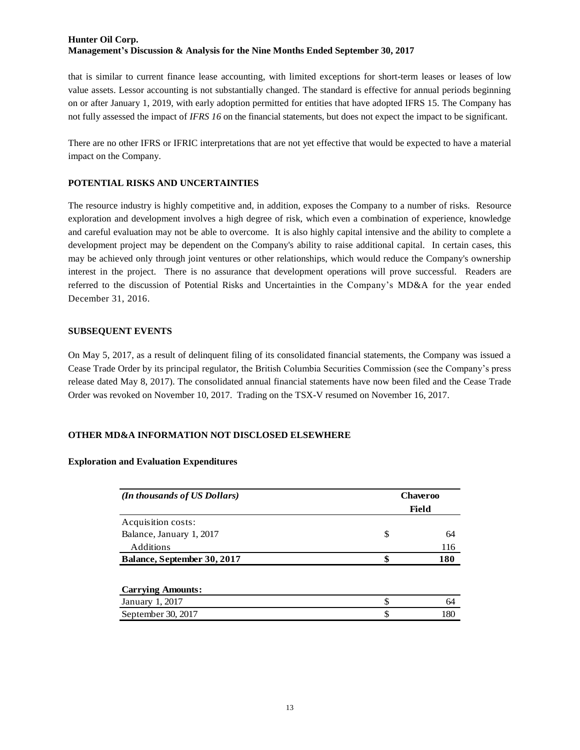that is similar to current finance lease accounting, with limited exceptions for short-term leases or leases of low value assets. Lessor accounting is not substantially changed. The standard is effective for annual periods beginning on or after January 1, 2019, with early adoption permitted for entities that have adopted IFRS 15. The Company has not fully assessed the impact of *IFRS 16* on the financial statements, but does not expect the impact to be significant.

There are no other IFRS or IFRIC interpretations that are not yet effective that would be expected to have a material impact on the Company.

## POTENTIAL RISKS AND UNCERTAINTIES

The resource industry is highly competitive and, in addition, exposes the Company to a number of risks. Resource exploration and development involves a high degree of risk, which even a combination of experience, knowledge and careful evaluation may not be able to overcome. It is also highly capital intensive and the ability to complete a development project may be dependent on the Company's ability to raise additional capital. In certain cases, this may be achieved only through joint ventures or other relationships, which would reduce the Company's ownership interest in the project. There is no assurance that development operations will prove successful. Readers are referred to the discussion of Potential Risks and Uncertainties in the Company's MD&A for the year ended December 31, 2016.

## SUBSEQUENT EVENTS

On May 5, 2017, as a result of delinquent filing of its consolidated financial statements, the Company was issued a Cease Trade Order by its principal regulator, the British Columbia Securities Commission (see the Company's press release dated May 8, 2017). The consolidated annual financial statements have now been filed and the Cease Trade Order was revoked on November 10, 2017. Trading on the TSX-V resumed on November 16, 2017.

## OTHER MD&A INFORMATION NOT DISCLOSED ELSEWHERE

### Exploration and Evaluation Expenditures

| *(In thousands of US Dollars)* | Chaveroo Field |
|---|---|
| Acquisition costs: | |
| Balance, January 1, 2017 | $ 64 |
| Additions | 116 |
| **Balance, September 30, 2017** | **$ 180** |
| | |
| **Carrying Amounts:** | |
| January 1, 2017 | $ 64 |
| September 30, 2017 | $ 180 |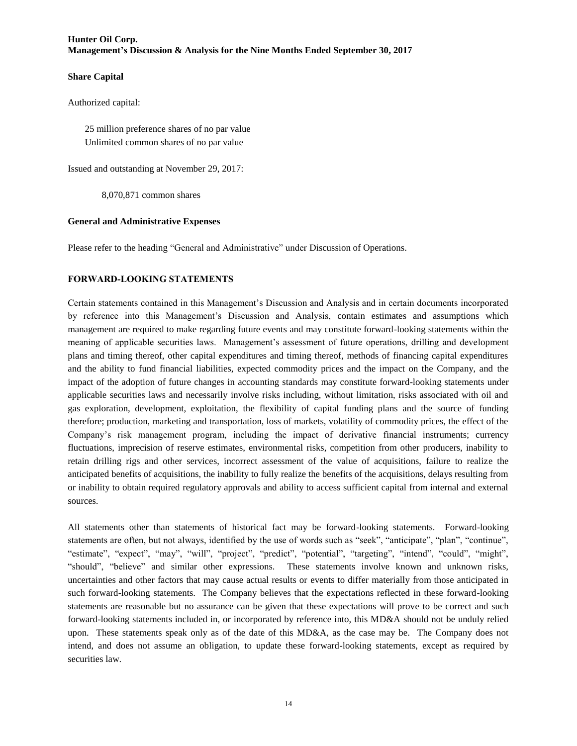**Share Capital**

Authorized capital:

25 million preference shares of no par value
Unlimited common shares of no par value

Issued and outstanding at November 29, 2017:

8,070,871 common shares

**General and Administrative Expenses**

Please refer to the heading "General and Administrative" under Discussion of Operations.

## FORWARD-LOOKING STATEMENTS

Certain statements contained in this Management's Discussion and Analysis and in certain documents incorporated by reference into this Management's Discussion and Analysis, contain estimates and assumptions which management are required to make regarding future events and may constitute forward-looking statements within the meaning of applicable securities laws. Management's assessment of future operations, drilling and development plans and timing thereof, other capital expenditures and timing thereof, methods of financing capital expenditures and the ability to fund financial liabilities, expected commodity prices and the impact on the Company, and the impact of the adoption of future changes in accounting standards may constitute forward-looking statements under applicable securities laws and necessarily involve risks including, without limitation, risks associated with oil and gas exploration, development, exploitation, the flexibility of capital funding plans and the source of funding therefore; production, marketing and transportation, loss of markets, volatility of commodity prices, the effect of the Company's risk management program, including the impact of derivative financial instruments; currency fluctuations, imprecision of reserve estimates, environmental risks, competition from other producers, inability to retain drilling rigs and other services, incorrect assessment of the value of acquisitions, failure to realize the anticipated benefits of acquisitions, the inability to fully realize the benefits of the acquisitions, delays resulting from or inability to obtain required regulatory approvals and ability to access sufficient capital from internal and external sources.

All statements other than statements of historical fact may be forward-looking statements. Forward-looking statements are often, but not always, identified by the use of words such as "seek", "anticipate", "plan", "continue", "estimate", "expect", "may", "will", "project", "predict", "potential", "targeting", "intend", "could", "might", "should", "believe" and similar other expressions. These statements involve known and unknown risks, uncertainties and other factors that may cause actual results or events to differ materially from those anticipated in such forward-looking statements. The Company believes that the expectations reflected in these forward-looking statements are reasonable but no assurance can be given that these expectations will prove to be correct and such forward-looking statements included in, or incorporated by reference into, this MD&A should not be unduly relied upon. These statements speak only as of the date of this MD&A, as the case may be. The Company does not intend, and does not assume an obligation, to update these forward-looking statements, except as required by securities law.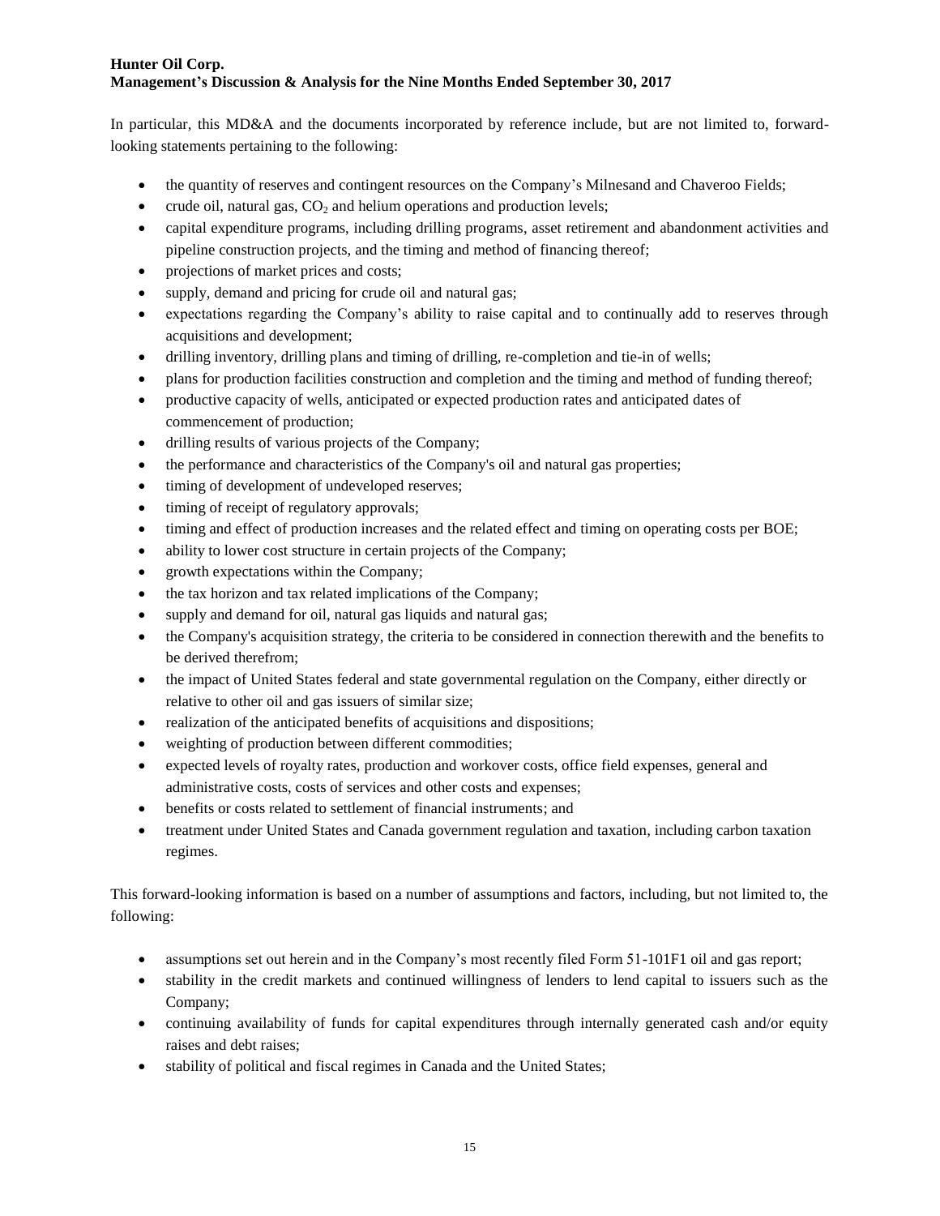In particular, this MD&A and the documents incorporated by reference include, but are not limited to, forward-looking statements pertaining to the following:

- the quantity of reserves and contingent resources on the Company's Milnesand and Chaveroo Fields;
- crude oil, natural gas, $CO_2$ and helium operations and production levels;
- capital expenditure programs, including drilling programs, asset retirement and abandonment activities and pipeline construction projects, and the timing and method of financing thereof;
- projections of market prices and costs;
- supply, demand and pricing for crude oil and natural gas;
- expectations regarding the Company's ability to raise capital and to continually add to reserves through acquisitions and development;
- drilling inventory, drilling plans and timing of drilling, re-completion and tie-in of wells;
- plans for production facilities construction and completion and the timing and method of funding thereof;
- productive capacity of wells, anticipated or expected production rates and anticipated dates of commencement of production;
- drilling results of various projects of the Company;
- the performance and characteristics of the Company's oil and natural gas properties;
- timing of development of undeveloped reserves;
- timing of receipt of regulatory approvals;
- timing and effect of production increases and the related effect and timing on operating costs per BOE;
- ability to lower cost structure in certain projects of the Company;
- growth expectations within the Company;
- the tax horizon and tax related implications of the Company;
- supply and demand for oil, natural gas liquids and natural gas;
- the Company's acquisition strategy, the criteria to be considered in connection therewith and the benefits to be derived therefrom;
- the impact of United States federal and state governmental regulation on the Company, either directly or relative to other oil and gas issuers of similar size;
- realization of the anticipated benefits of acquisitions and dispositions;
- weighting of production between different commodities;
- expected levels of royalty rates, production and workover costs, office field expenses, general and administrative costs, costs of services and other costs and expenses;
- benefits or costs related to settlement of financial instruments; and
- treatment under United States and Canada government regulation and taxation, including carbon taxation regimes.

This forward-looking information is based on a number of assumptions and factors, including, but not limited to, the following:

- assumptions set out herein and in the Company's most recently filed Form 51-101F1 oil and gas report;
- stability in the credit markets and continued willingness of lenders to lend capital to issuers such as the Company;
- continuing availability of funds for capital expenditures through internally generated cash and/or equity raises and debt raises;
- stability of political and fiscal regimes in Canada and the United States;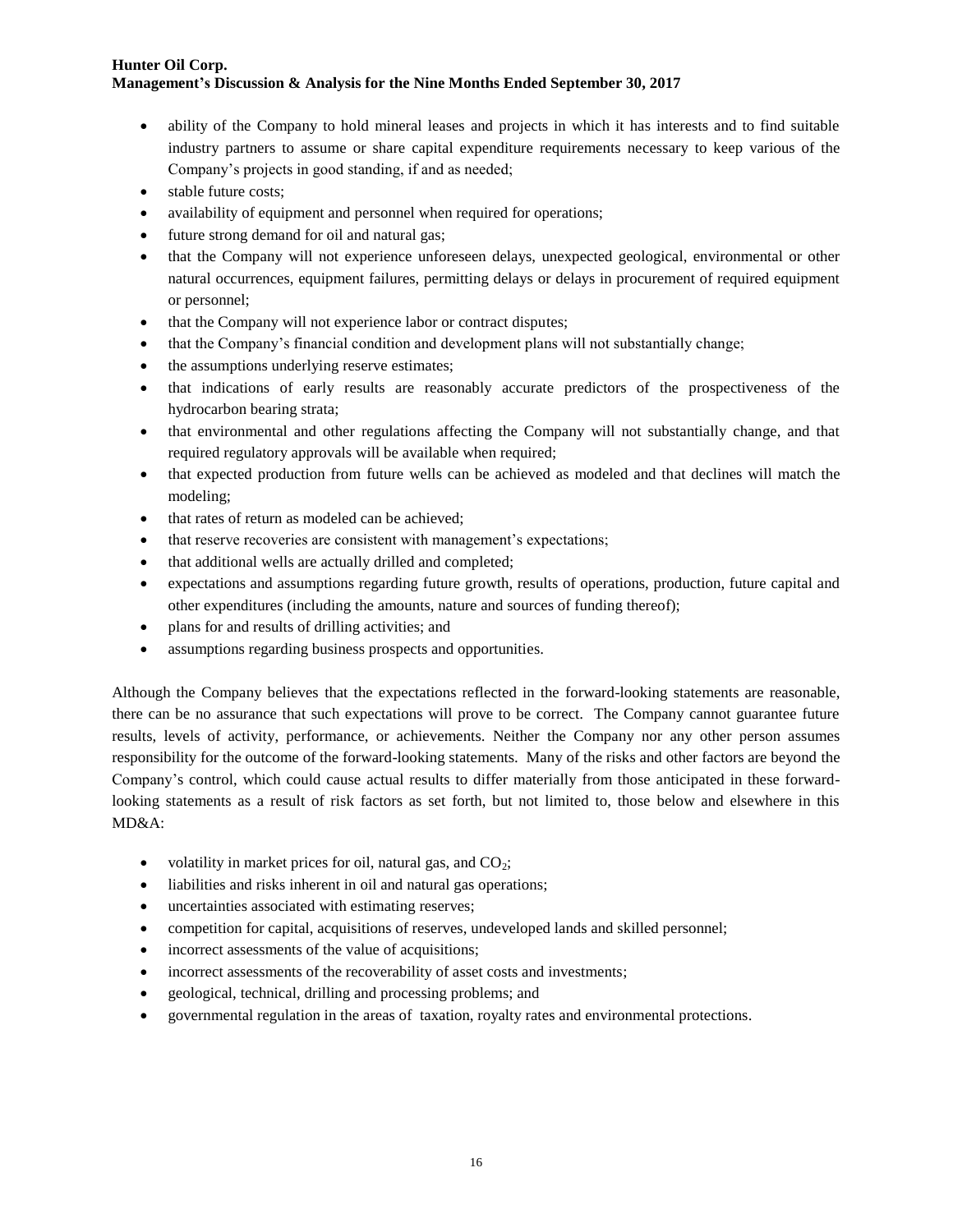- ability of the Company to hold mineral leases and projects in which it has interests and to find suitable industry partners to assume or share capital expenditure requirements necessary to keep various of the Company's projects in good standing, if and as needed;
- stable future costs;
- availability of equipment and personnel when required for operations;
- future strong demand for oil and natural gas;
- that the Company will not experience unforeseen delays, unexpected geological, environmental or other natural occurrences, equipment failures, permitting delays or delays in procurement of required equipment or personnel;
- that the Company will not experience labor or contract disputes;
- that the Company's financial condition and development plans will not substantially change;
- the assumptions underlying reserve estimates;
- that indications of early results are reasonably accurate predictors of the prospectiveness of the hydrocarbon bearing strata;
- that environmental and other regulations affecting the Company will not substantially change, and that required regulatory approvals will be available when required;
- that expected production from future wells can be achieved as modeled and that declines will match the modeling;
- that rates of return as modeled can be achieved;
- that reserve recoveries are consistent with management's expectations;
- that additional wells are actually drilled and completed;
- expectations and assumptions regarding future growth, results of operations, production, future capital and other expenditures (including the amounts, nature and sources of funding thereof);
- plans for and results of drilling activities; and
- assumptions regarding business prospects and opportunities.

Although the Company believes that the expectations reflected in the forward-looking statements are reasonable, there can be no assurance that such expectations will prove to be correct. The Company cannot guarantee future results, levels of activity, performance, or achievements. Neither the Company nor any other person assumes responsibility for the outcome of the forward-looking statements. Many of the risks and other factors are beyond the Company's control, which could cause actual results to differ materially from those anticipated in these forward-looking statements as a result of risk factors as set forth, but not limited to, those below and elsewhere in this MD&A:

- volatility in market prices for oil, natural gas, and $CO_2$;
- liabilities and risks inherent in oil and natural gas operations;
- uncertainties associated with estimating reserves;
- competition for capital, acquisitions of reserves, undeveloped lands and skilled personnel;
- incorrect assessments of the value of acquisitions;
- incorrect assessments of the recoverability of asset costs and investments;
- geological, technical, drilling and processing problems; and
- governmental regulation in the areas of taxation, royalty rates and environmental protections.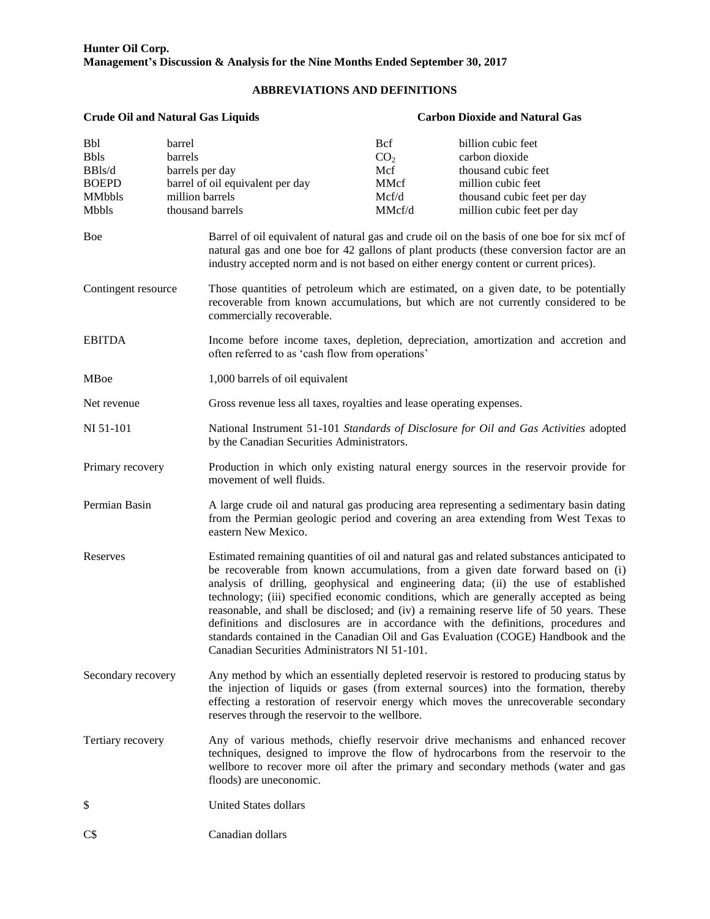**Hunter Oil Corp.**
**Management's Discussion & Analysis for the Nine Months Ended September 30, 2017**

## ABBREVIATIONS AND DEFINITIONS

| Crude Oil and Natural Gas Liquids | | Carbon Dioxide and Natural Gas | |
|---|---|---|---|
| Bbl | barrel | Bcf | billion cubic feet |
| Bbls | barrels | $CO_2$ | carbon dioxide |
| BBls/d | barrels per day | Mcf | thousand cubic feet |
| BOEPD | barrel of oil equivalent per day | MMcf | million cubic feet |
| MMbbls | million barrels | Mcf/d | thousand cubic feet per day |
| Mbbls | thousand barrels | MMcf/d | million cubic feet per day |

| | |
|---|---|
| Boe | Barrel of oil equivalent of natural gas and crude oil on the basis of one boe for six mcf of natural gas and one boe for 42 gallons of plant products (these conversion factor are an industry accepted norm and is not based on either energy content or current prices). |
| Contingent resource | Those quantities of petroleum which are estimated, on a given date, to be potentially recoverable from known accumulations, but which are not currently considered to be commercially recoverable. |
| EBITDA | Income before income taxes, depletion, depreciation, amortization and accretion and often referred to as 'cash flow from operations' |
| MBoe | 1,000 barrels of oil equivalent |
| Net revenue | Gross revenue less all taxes, royalties and lease operating expenses. |
| NI 51-101 | National Instrument 51-101 *Standards of Disclosure for Oil and Gas Activities* adopted by the Canadian Securities Administrators. |
| Primary recovery | Production in which only existing natural energy sources in the reservoir provide for movement of well fluids. |
| Permian Basin | A large crude oil and natural gas producing area representing a sedimentary basin dating from the Permian geologic period and covering an area extending from West Texas to eastern New Mexico. |
| Reserves | Estimated remaining quantities of oil and natural gas and related substances anticipated to be recoverable from known accumulations, from a given date forward based on (i) analysis of drilling, geophysical and engineering data; (ii) the use of established technology; (iii) specified economic conditions, which are generally accepted as being reasonable, and shall be disclosed; and (iv) a remaining reserve life of 50 years. These definitions and disclosures are in accordance with the definitions, procedures and standards contained in the Canadian Oil and Gas Evaluation (COGE) Handbook and the Canadian Securities Administrators NI 51-101. |
| Secondary recovery | Any method by which an essentially depleted reservoir is restored to producing status by the injection of liquids or gases (from external sources) into the formation, thereby effecting a restoration of reservoir energy which moves the unrecoverable secondary reserves through the reservoir to the wellbore. |
| Tertiary recovery | Any of various methods, chiefly reservoir drive mechanisms and enhanced recover techniques, designed to improve the flow of hydrocarbons from the reservoir to the wellbore to recover more oil after the primary and secondary methods (water and gas floods) are uneconomic. |
| $ | United States dollars |
| C$ | Canadian dollars |